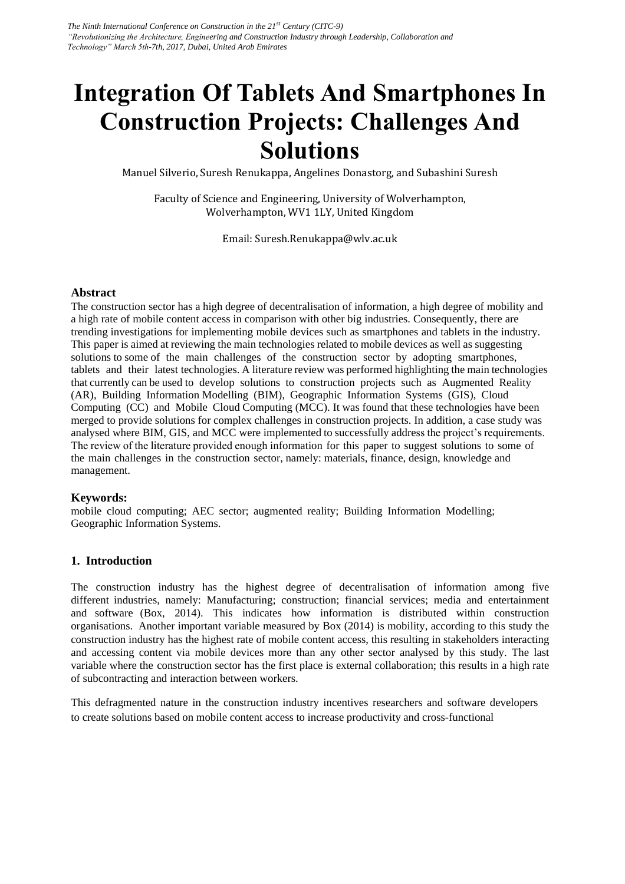# Integration Of Tablets And Smartphones In Construction Projects: Challenges And Solutions

Manuel Silverio, Suresh Renukappa, Angelines Donastorg, and Subashini Suresh

Faculty of Science and Engineering, University of Wolverhampton, Wolverhampton, WV1 1LY, United Kingdom

Email: Suresh.Renukappa@wlv.ac.uk

## Abstract

The construction sector has a high degree of decentralisation of information, a high degree of mobility and a high rate of mobile content access in comparison with other big industries. Consequently, there are trending investigations for implementing mobile devices such as smartphones and tablets in the industry. This paper is aimed at reviewing the main technologies related to mobile devices as well as suggesting solutions to some of the main challenges of the construction sector by adopting smartphones, tablets and their latest technologies. A literature review was performed highlighting the main technologies that currently can be used to develop solutions to construction projects such as Augmented Reality (AR), Building Information Modelling (BIM), Geographic Information Systems (GIS), Cloud Computing (CC) and Mobile Cloud Computing (MCC). It was found that these technologies have been merged to provide solutions for complex challenges in construction projects. In addition, a case study was analysed where BIM, GIS, and MCC were implemented to successfully address the project's requirements. The review of the literature provided enough information for this paper to suggest solutions to some of the main challenges in the construction sector, namely: materials, finance, design, knowledge and management.

## Keywords:

mobile cloud computing; AEC sector; augmented reality; Building Information Modelling; Geographic Information Systems.

## 1. Introduction

The construction industry has the highest degree of decentralisation of information among five different industries, namely: Manufacturing; construction; financial services; media and entertainment and software (Box, 2014). This indicates how information is distributed within construction organisations. Another important variable measured by Box (2014) is mobility, according to this study the construction industry has the highest rate of mobile content access, this resulting in stakeholders interacting and accessing content via mobile devices more than any other sector analysed by this study. The last variable where the construction sector has the first place is external collaboration; this results in a high rate of subcontracting and interaction between workers.

This defragmented nature in the construction industry incentives researchers and software developers to create solutions based on mobile content access to increase productivity and cross-functional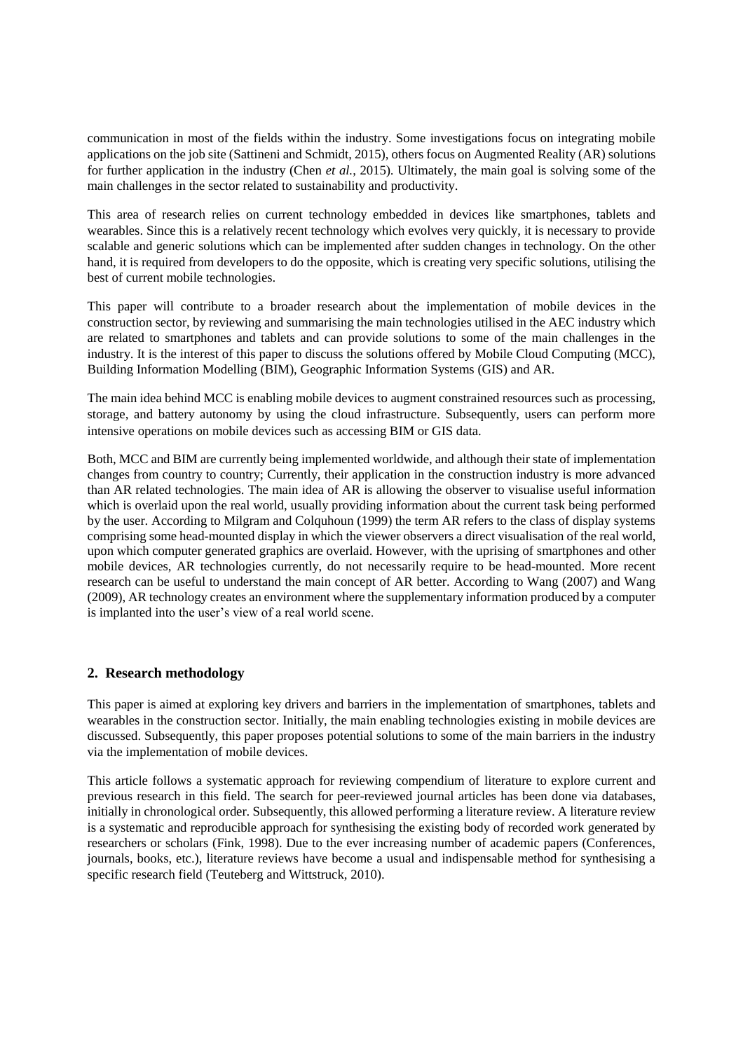communication in most of the fields within the industry. Some investigations focus on integrating mobile applications on the job site (Sattineni and Schmidt, 2015), others focus on Augmented Reality (AR) solutions for further application in the industry (Chen *et al.*, 2015). Ultimately, the main goal is solving some of the main challenges in the sector related to sustainability and productivity.

This area of research relies on current technology embedded in devices like smartphones, tablets and wearables. Since this is a relatively recent technology which evolves very quickly, it is necessary to provide scalable and generic solutions which can be implemented after sudden changes in technology. On the other hand, it is required from developers to do the opposite, which is creating very specific solutions, utilising the best of current mobile technologies.

This paper will contribute to a broader research about the implementation of mobile devices in the construction sector, by reviewing and summarising the main technologies utilised in the AEC industry which are related to smartphones and tablets and can provide solutions to some of the main challenges in the industry. It is the interest of this paper to discuss the solutions offered by Mobile Cloud Computing (MCC), Building Information Modelling (BIM), Geographic Information Systems (GIS) and AR.

The main idea behind MCC is enabling mobile devices to augment constrained resources such as processing, storage, and battery autonomy by using the cloud infrastructure. Subsequently, users can perform more intensive operations on mobile devices such as accessing BIM or GIS data.

Both, MCC and BIM are currently being implemented worldwide, and although their state of implementation changes from country to country; Currently, their application in the construction industry is more advanced than AR related technologies. The main idea of AR is allowing the observer to visualise useful information which is overlaid upon the real world, usually providing information about the current task being performed by the user. According to Milgram and Colquhoun (1999) the term AR refers to the class of display systems comprising some head-mounted display in which the viewer observers a direct visualisation of the real world, upon which computer generated graphics are overlaid. However, with the uprising of smartphones and other mobile devices, AR technologies currently, do not necessarily require to be head-mounted. More recent research can be useful to understand the main concept of AR better. According to Wang (2007) and Wang (2009), AR technology creates an environment where the supplementary information produced by a computer is implanted into the user's view of a real world scene.

## 2. Research methodology

This paper is aimed at exploring key drivers and barriers in the implementation of smartphones, tablets and wearables in the construction sector. Initially, the main enabling technologies existing in mobile devices are discussed. Subsequently, this paper proposes potential solutions to some of the main barriers in the industry via the implementation of mobile devices.

This article follows a systematic approach for reviewing compendium of literature to explore current and previous research in this field. The search for peer-reviewed journal articles has been done via databases, initially in chronological order. Subsequently, this allowed performing a literature review. A literature review is a systematic and reproducible approach for synthesising the existing body of recorded work generated by researchers or scholars (Fink, 1998). Due to the ever increasing number of academic papers (Conferences, journals, books, etc.), literature reviews have become a usual and indispensable method for synthesising a specific research field (Teuteberg and Wittstruck, 2010).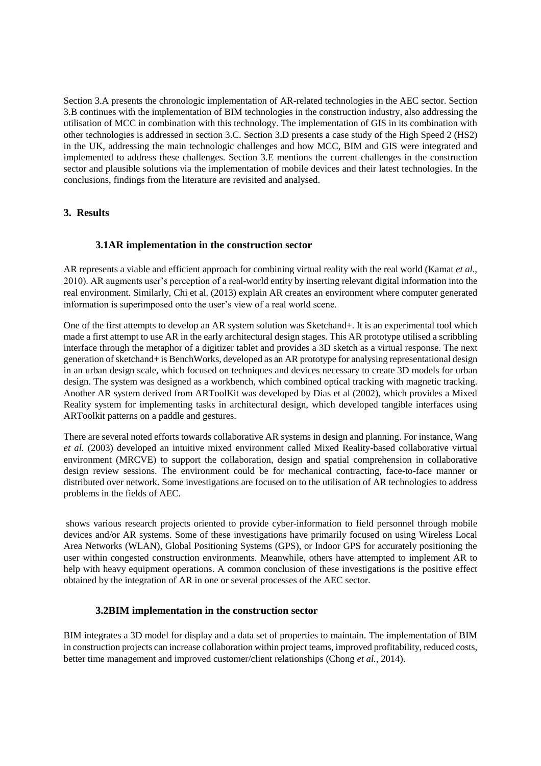Section 3.A presents the chronologic implementation of AR-related technologies in the AEC sector. Section 3.B continues with the implementation of BIM technologies in the construction industry, also addressing the utilisation of MCC in combination with this technology. The implementation of GIS in its combination with other technologies is addressed in section 3.C. Section 3.D presents a case study of the High Speed 2 (HS2) in the UK, addressing the main technologic challenges and how MCC, BIM and GIS were integrated and implemented to address these challenges. Section 3.E mentions the current challenges in the construction sector and plausible solutions via the implementation of mobile devices and their latest technologies. In the conclusions, findings from the literature are revisited and analysed.

## 3. Results

### 3.1AR implementation in the construction sector

AR represents a viable and efficient approach for combining virtual reality with the real world (Kamat *et al*., 2010). AR augments user's perception of a real-world entity by inserting relevant digital information into the real environment. Similarly, Chi et al. (2013) explain AR creates an environment where computer generated information is superimposed onto the user's view of a real world scene.

One of the first attempts to develop an AR system solution was Sketchand+. It is an experimental tool which made a first attempt to use AR in the early architectural design stages. This AR prototype utilised a scribbling interface through the metaphor of a digitizer tablet and provides a 3D sketch as a virtual response. The next generation of sketchand+ is BenchWorks, developed as an AR prototype for analysing representational design in an urban design scale, which focused on techniques and devices necessary to create 3D models for urban design. The system was designed as a workbench, which combined optical tracking with magnetic tracking. Another AR system derived from ARToolKit was developed by Dias et al (2002), which provides a Mixed Reality system for implementing tasks in architectural design, which developed tangible interfaces using ARToolkit patterns on a paddle and gestures.

There are several noted efforts towards collaborative AR systems in design and planning. For instance, Wang *et al.* (2003) developed an intuitive mixed environment called Mixed Reality-based collaborative virtual environment (MRCVE) to support the collaboration, design and spatial comprehension in collaborative design review sessions. The environment could be for mechanical contracting, face-to-face manner or distributed over network. Some investigations are focused on to the utilisation of AR technologies to address problems in the fields of AEC.

shows various research projects oriented to provide cyber-information to field personnel through mobile devices and/or AR systems. Some of these investigations have primarily focused on using Wireless Local Area Networks (WLAN), Global Positioning Systems (GPS), or Indoor GPS for accurately positioning the user within congested construction environments. Meanwhile, others have attempted to implement AR to help with heavy equipment operations. A common conclusion of these investigations is the positive effect obtained by the integration of AR in one or several processes of the AEC sector.

### 3.2BIM implementation in the construction sector

BIM integrates a 3D model for display and a data set of properties to maintain. The implementation of BIM in construction projects can increase collaboration within project teams, improved profitability, reduced costs, better time management and improved customer/client relationships (Chong *et al.*, 2014).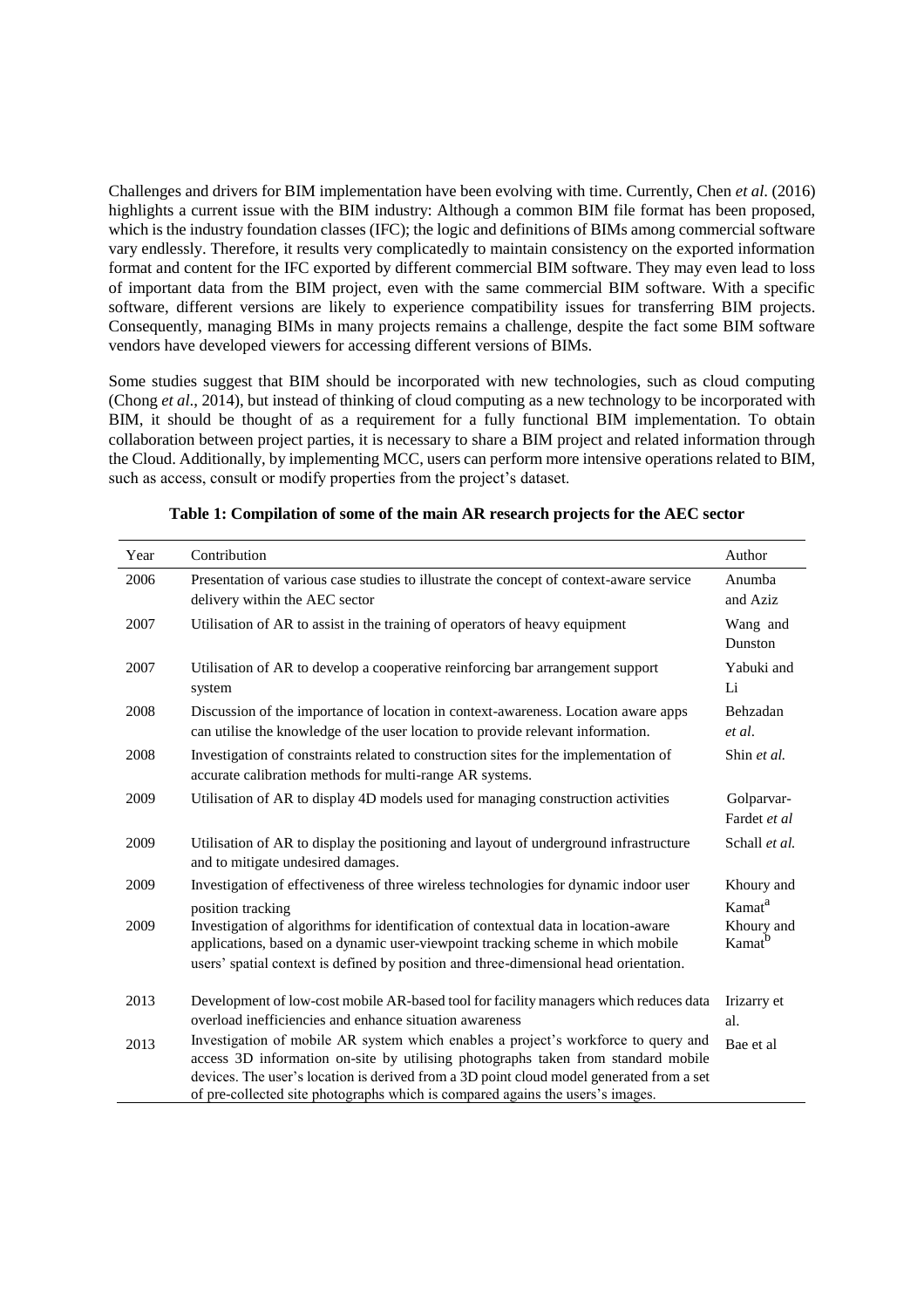Challenges and drivers for BIM implementation have been evolving with time. Currently, Chen *et al*. (2016) highlights a current issue with the BIM industry: Although a common BIM file format has been proposed, which is the industry foundation classes (IFC); the logic and definitions of BIMs among commercial software vary endlessly. Therefore, it results very complicatedly to maintain consistency on the exported information format and content for the IFC exported by different commercial BIM software. They may even lead to loss of important data from the BIM project, even with the same commercial BIM software. With a specific software, different versions are likely to experience compatibility issues for transferring BIM projects. Consequently, managing BIMs in many projects remains a challenge, despite the fact some BIM software vendors have developed viewers for accessing different versions of BIMs.

Some studies suggest that BIM should be incorporated with new technologies, such as cloud computing (Chong *et al*., 2014), but instead of thinking of cloud computing as a new technology to be incorporated with BIM, it should be thought of as a requirement for a fully functional BIM implementation. To obtain collaboration between project parties, it is necessary to share a BIM project and related information through the Cloud. Additionally, by implementing MCC, users can perform more intensive operations related to BIM, such as access, consult or modify properties from the project's dataset.

**Table 1: Compilation of some of the main AR research projects for the AEC sector**

| Year | Contribution | Author |
|---|---|---|
| 2006 | Presentation of various case studies to illustrate the concept of context-aware service delivery within the AEC sector | Anumba and Aziz |
| 2007 | Utilisation of AR to assist in the training of operators of heavy equipment | Wang and Dunston |
| 2007 | Utilisation of AR to develop a cooperative reinforcing bar arrangement support system | Yabuki and Li |
| 2008 | Discussion of the importance of location in context-awareness. Location aware apps can utilise the knowledge of the user location to provide relevant information. | Behzadan *et al*. |
| 2008 | Investigation of constraints related to construction sites for the implementation of accurate calibration methods for multi-range AR systems. | Shin *et al.* |
| 2009 | Utilisation of AR to display 4D models used for managing construction activities | Golparvar-Fardet *et al* |
| 2009 | Utilisation of AR to display the positioning and layout of underground infrastructure and to mitigate undesired damages. | Schall *et al.* |
| 2009 | Investigation of effectiveness of three wireless technologies for dynamic indoor user position tracking | Khoury and Kamat[a] |
| 2009 | Investigation of algorithms for identification of contextual data in location-aware applications, based on a dynamic user-viewpoint tracking scheme in which mobile users' spatial context is defined by position and three-dimensional head orientation. | Khoury and Kamat[b] |
| 2013 | Development of low-cost mobile AR-based tool for facility managers which reduces data overload inefficiencies and enhance situation awareness | Irizarry et al. |
| 2013 | Investigation of mobile AR system which enables a project's workforce to query and access 3D information on-site by utilising photographs taken from standard mobile devices. The user's location is derived from a 3D point cloud model generated from a set of pre-collected site photographs which is compared agains the users's images. | Bae et al |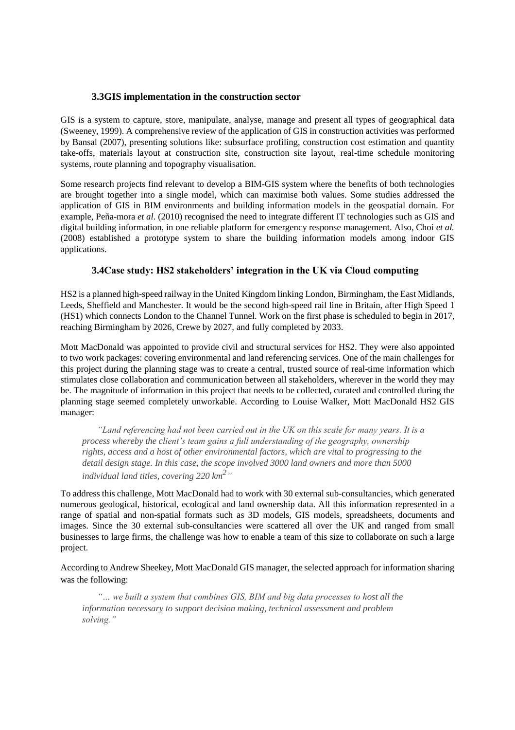### 3.3 GIS implementation in the construction sector

GIS is a system to capture, store, manipulate, analyse, manage and present all types of geographical data (Sweeney, 1999). A comprehensive review of the application of GIS in construction activities was performed by Bansal (2007), presenting solutions like: subsurface profiling, construction cost estimation and quantity take-offs, materials layout at construction site, construction site layout, real-time schedule monitoring systems, route planning and topography visualisation.

Some research projects find relevant to develop a BIM-GIS system where the benefits of both technologies are brought together into a single model, which can maximise both values. Some studies addressed the application of GIS in BIM environments and building information models in the geospatial domain. For example, Peña-mora *et al*. (2010) recognised the need to integrate different IT technologies such as GIS and digital building information, in one reliable platform for emergency response management. Also, Choi *et al.* (2008) established a prototype system to share the building information models among indoor GIS applications.

### 3.4 Case study: HS2 stakeholders' integration in the UK via Cloud computing

HS2 is a planned high-speed railway in the United Kingdom linking London, Birmingham, the East Midlands, Leeds, Sheffield and Manchester. It would be the second high-speed rail line in Britain, after High Speed 1 (HS1) which connects London to the Channel Tunnel. Work on the first phase is scheduled to begin in 2017, reaching Birmingham by 2026, Crewe by 2027, and fully completed by 2033.

Mott MacDonald was appointed to provide civil and structural services for HS2. They were also appointed to two work packages: covering environmental and land referencing services. One of the main challenges for this project during the planning stage was to create a central, trusted source of real-time information which stimulates close collaboration and communication between all stakeholders, wherever in the world they may be. The magnitude of information in this project that needs to be collected, curated and controlled during the planning stage seemed completely unworkable. According to Louise Walker, Mott MacDonald HS2 GIS manager:

> *"Land referencing had not been carried out in the UK on this scale for many years. It is a process whereby the client's team gains a full understanding of the geography, ownership rights, access and a host of other environmental factors, which are vital to progressing to the detail design stage. In this case, the scope involved 3000 land owners and more than 5000 individual land titles, covering 220 km$^2$"*

To address this challenge, Mott MacDonald had to work with 30 external sub-consultancies, which generated numerous geological, historical, ecological and land ownership data. All this information represented in a range of spatial and non-spatial formats such as 3D models, GIS models, spreadsheets, documents and images. Since the 30 external sub-consultancies were scattered all over the UK and ranged from small businesses to large firms, the challenge was how to enable a team of this size to collaborate on such a large project.

According to Andrew Sheekey, Mott MacDonald GIS manager, the selected approach for information sharing was the following:

> *"… we built a system that combines GIS, BIM and big data processes to host all the information necessary to support decision making, technical assessment and problem solving."*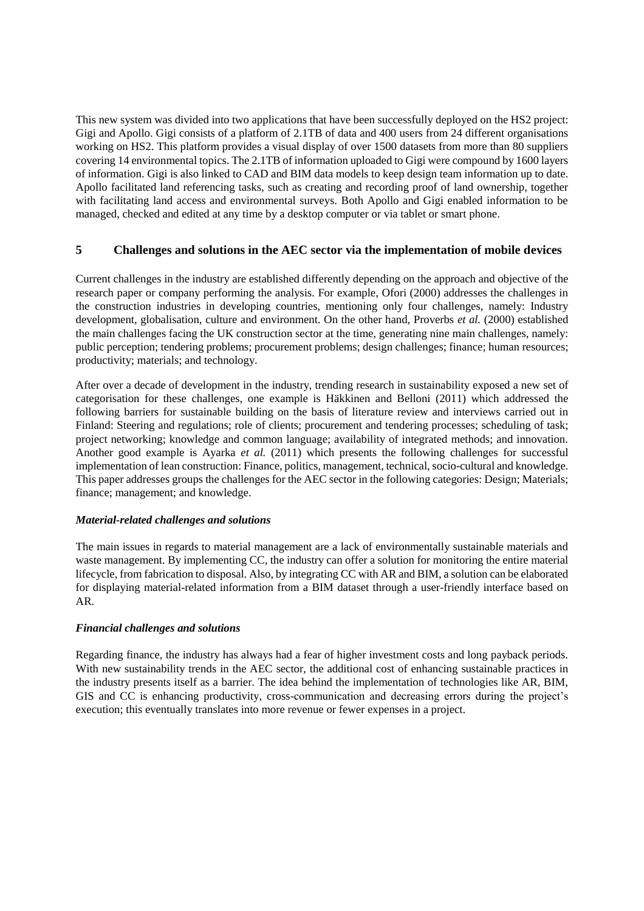This new system was divided into two applications that have been successfully deployed on the HS2 project: Gigi and Apollo. Gigi consists of a platform of 2.1TB of data and 400 users from 24 different organisations working on HS2. This platform provides a visual display of over 1500 datasets from more than 80 suppliers covering 14 environmental topics. The 2.1TB of information uploaded to Gigi were compound by 1600 layers of information. Gigi is also linked to CAD and BIM data models to keep design team information up to date. Apollo facilitated land referencing tasks, such as creating and recording proof of land ownership, together with facilitating land access and environmental surveys. Both Apollo and Gigi enabled information to be managed, checked and edited at any time by a desktop computer or via tablet or smart phone.

## 5 Challenges and solutions in the AEC sector via the implementation of mobile devices

Current challenges in the industry are established differently depending on the approach and objective of the research paper or company performing the analysis. For example, Ofori (2000) addresses the challenges in the construction industries in developing countries, mentioning only four challenges, namely: Industry development, globalisation, culture and environment. On the other hand, Proverbs *et al.* (2000) established the main challenges facing the UK construction sector at the time, generating nine main challenges, namely: public perception; tendering problems; procurement problems; design challenges; finance; human resources; productivity; materials; and technology.

After over a decade of development in the industry, trending research in sustainability exposed a new set of categorisation for these challenges, one example is Häkkinen and Belloni (2011) which addressed the following barriers for sustainable building on the basis of literature review and interviews carried out in Finland: Steering and regulations; role of clients; procurement and tendering processes; scheduling of task; project networking; knowledge and common language; availability of integrated methods; and innovation. Another good example is Ayarka *et al.* (2011) which presents the following challenges for successful implementation of lean construction: Finance, politics, management, technical, socio-cultural and knowledge. This paper addresses groups the challenges for the AEC sector in the following categories: Design; Materials; finance; management; and knowledge.

***Material-related challenges and solutions***

The main issues in regards to material management are a lack of environmentally sustainable materials and waste management. By implementing CC, the industry can offer a solution for monitoring the entire material lifecycle, from fabrication to disposal. Also, by integrating CC with AR and BIM, a solution can be elaborated for displaying material-related information from a BIM dataset through a user-friendly interface based on AR.

***Financial challenges and solutions***

Regarding finance, the industry has always had a fear of higher investment costs and long payback periods. With new sustainability trends in the AEC sector, the additional cost of enhancing sustainable practices in the industry presents itself as a barrier. The idea behind the implementation of technologies like AR, BIM, GIS and CC is enhancing productivity, cross-communication and decreasing errors during the project's execution; this eventually translates into more revenue or fewer expenses in a project.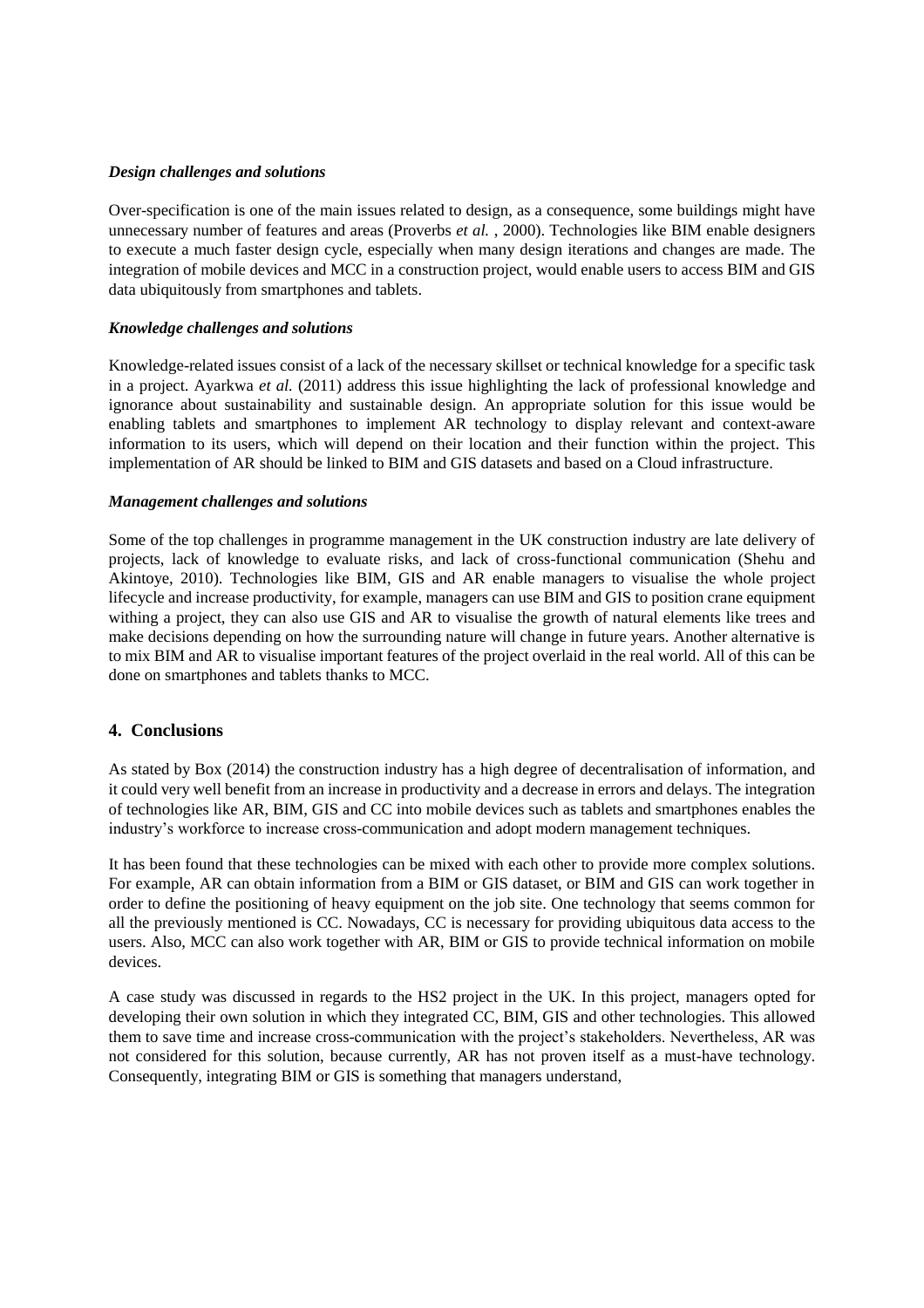### *Design challenges and solutions*

Over-specification is one of the main issues related to design, as a consequence, some buildings might have unnecessary number of features and areas (Proverbs *et al.* , 2000). Technologies like BIM enable designers to execute a much faster design cycle, especially when many design iterations and changes are made. The integration of mobile devices and MCC in a construction project, would enable users to access BIM and GIS data ubiquitously from smartphones and tablets.

### *Knowledge challenges and solutions*

Knowledge-related issues consist of a lack of the necessary skillset or technical knowledge for a specific task in a project. Ayarkwa *et al.* (2011) address this issue highlighting the lack of professional knowledge and ignorance about sustainability and sustainable design. An appropriate solution for this issue would be enabling tablets and smartphones to implement AR technology to display relevant and context-aware information to its users, which will depend on their location and their function within the project. This implementation of AR should be linked to BIM and GIS datasets and based on a Cloud infrastructure.

### *Management challenges and solutions*

Some of the top challenges in programme management in the UK construction industry are late delivery of projects, lack of knowledge to evaluate risks, and lack of cross-functional communication (Shehu and Akintoye, 2010). Technologies like BIM, GIS and AR enable managers to visualise the whole project lifecycle and increase productivity, for example, managers can use BIM and GIS to position crane equipment withing a project, they can also use GIS and AR to visualise the growth of natural elements like trees and make decisions depending on how the surrounding nature will change in future years. Another alternative is to mix BIM and AR to visualise important features of the project overlaid in the real world. All of this can be done on smartphones and tablets thanks to MCC.

## 4. Conclusions

As stated by Box (2014) the construction industry has a high degree of decentralisation of information, and it could very well benefit from an increase in productivity and a decrease in errors and delays. The integration of technologies like AR, BIM, GIS and CC into mobile devices such as tablets and smartphones enables the industry's workforce to increase cross-communication and adopt modern management techniques.

It has been found that these technologies can be mixed with each other to provide more complex solutions. For example, AR can obtain information from a BIM or GIS dataset, or BIM and GIS can work together in order to define the positioning of heavy equipment on the job site. One technology that seems common for all the previously mentioned is CC. Nowadays, CC is necessary for providing ubiquitous data access to the users. Also, MCC can also work together with AR, BIM or GIS to provide technical information on mobile devices.

A case study was discussed in regards to the HS2 project in the UK. In this project, managers opted for developing their own solution in which they integrated CC, BIM, GIS and other technologies. This allowed them to save time and increase cross-communication with the project's stakeholders. Nevertheless, AR was not considered for this solution, because currently, AR has not proven itself as a must-have technology. Consequently, integrating BIM or GIS is something that managers understand,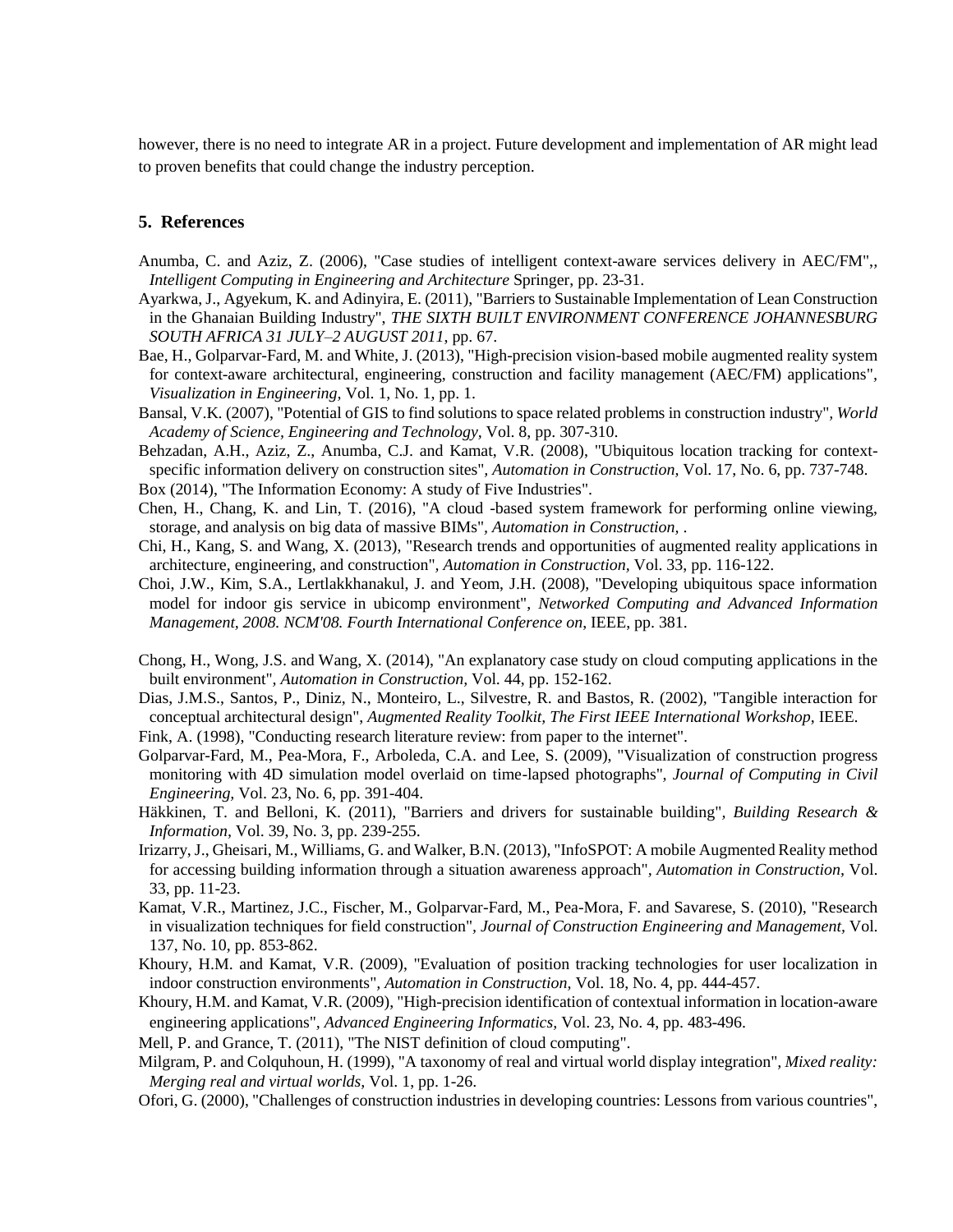however, there is no need to integrate AR in a project. Future development and implementation of AR might lead to proven benefits that could change the industry perception.

## 5. References

Anumba, C. and Aziz, Z. (2006), "Case studies of intelligent context-aware services delivery in AEC/FM",, *Intelligent Computing in Engineering and Architecture* Springer, pp. 23-31.

Ayarkwa, J., Agyekum, K. and Adinyira, E. (2011), "Barriers to Sustainable Implementation of Lean Construction in the Ghanaian Building Industry", *THE SIXTH BUILT ENVIRONMENT CONFERENCE JOHANNESBURG SOUTH AFRICA 31 JULY–2 AUGUST 2011*, pp. 67.

Bae, H., Golparvar-Fard, M. and White, J. (2013), "High-precision vision-based mobile augmented reality system for context-aware architectural, engineering, construction and facility management (AEC/FM) applications", *Visualization in Engineering,* Vol. 1, No. 1, pp. 1.

Bansal, V.K. (2007), "Potential of GIS to find solutions to space related problems in construction industry", *World Academy of Science, Engineering and Technology,* Vol. 8, pp. 307-310.

Behzadan, A.H., Aziz, Z., Anumba, C.J. and Kamat, V.R. (2008), "Ubiquitous location tracking for context-specific information delivery on construction sites", *Automation in Construction,* Vol. 17, No. 6, pp. 737-748.

Box (2014), "The Information Economy: A study of Five Industries".

Chen, H., Chang, K. and Lin, T. (2016), "A cloud -based system framework for performing online viewing, storage, and analysis on big data of massive BIMs", *Automation in Construction,* .

Chi, H., Kang, S. and Wang, X. (2013), "Research trends and opportunities of augmented reality applications in architecture, engineering, and construction", *Automation in Construction,* Vol. 33, pp. 116-122.

Choi, J.W., Kim, S.A., Lertlakkhanakul, J. and Yeom, J.H. (2008), "Developing ubiquitous space information model for indoor gis service in ubicomp environment", *Networked Computing and Advanced Information Management, 2008. NCM'08. Fourth International Conference on*, IEEE, pp. 381.

Chong, H., Wong, J.S. and Wang, X. (2014), "An explanatory case study on cloud computing applications in the built environment", *Automation in Construction,* Vol. 44, pp. 152-162.

Dias, J.M.S., Santos, P., Diniz, N., Monteiro, L., Silvestre, R. and Bastos, R. (2002), "Tangible interaction for conceptual architectural design", *Augmented Reality Toolkit, The First IEEE International Workshop*, IEEE.

Fink, A. (1998), "Conducting research literature review: from paper to the internet".

Golparvar-Fard, M., Pea-Mora, F., Arboleda, C.A. and Lee, S. (2009), "Visualization of construction progress monitoring with 4D simulation model overlaid on time-lapsed photographs", *Journal of Computing in Civil Engineering,* Vol. 23, No. 6, pp. 391-404.

Häkkinen, T. and Belloni, K. (2011), "Barriers and drivers for sustainable building", *Building Research & Information,* Vol. 39, No. 3, pp. 239-255.

Irizarry, J., Gheisari, M., Williams, G. and Walker, B.N. (2013), "InfoSPOT: A mobile Augmented Reality method for accessing building information through a situation awareness approach", *Automation in Construction,* Vol. 33, pp. 11-23.

Kamat, V.R., Martinez, J.C., Fischer, M., Golparvar-Fard, M., Pea-Mora, F. and Savarese, S. (2010), "Research in visualization techniques for field construction", *Journal of Construction Engineering and Management,* Vol. 137, No. 10, pp. 853-862.

Khoury, H.M. and Kamat, V.R. (2009), "Evaluation of position tracking technologies for user localization in indoor construction environments", *Automation in Construction,* Vol. 18, No. 4, pp. 444-457.

Khoury, H.M. and Kamat, V.R. (2009), "High-precision identification of contextual information in location-aware engineering applications", *Advanced Engineering Informatics,* Vol. 23, No. 4, pp. 483-496.

Mell, P. and Grance, T. (2011), "The NIST definition of cloud computing".

Milgram, P. and Colquhoun, H. (1999), "A taxonomy of real and virtual world display integration", *Mixed reality: Merging real and virtual worlds,* Vol. 1, pp. 1-26.

Ofori, G. (2000), "Challenges of construction industries in developing countries: Lessons from various countries",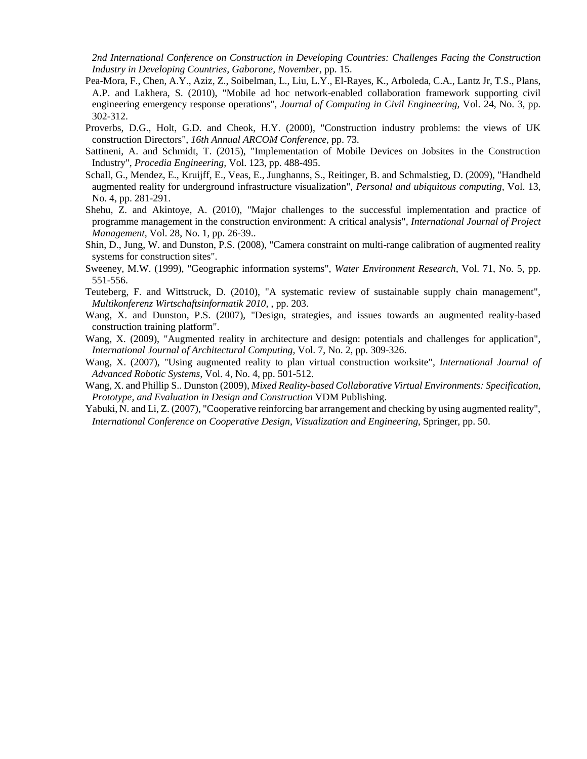*2nd International Conference on Construction in Developing Countries: Challenges Facing the Construction Industry in Developing Countries, Gaborone, November*, pp. 15.

Pea-Mora, F., Chen, A.Y., Aziz, Z., Soibelman, L., Liu, L.Y., El-Rayes, K., Arboleda, C.A., Lantz Jr, T.S., Plans, A.P. and Lakhera, S. (2010), "Mobile ad hoc network-enabled collaboration framework supporting civil engineering emergency response operations", *Journal of Computing in Civil Engineering,* Vol. 24, No. 3, pp. 302-312.

Proverbs, D.G., Holt, G.D. and Cheok, H.Y. (2000), "Construction industry problems: the views of UK construction Directors", *16th Annual ARCOM Conference*, pp. 73.

Sattineni, A. and Schmidt, T. (2015), "Implementation of Mobile Devices on Jobsites in the Construction Industry", *Procedia Engineering,* Vol. 123, pp. 488-495.

Schall, G., Mendez, E., Kruijff, E., Veas, E., Junghanns, S., Reitinger, B. and Schmalstieg, D. (2009), "Handheld augmented reality for underground infrastructure visualization", *Personal and ubiquitous computing,* Vol. 13, No. 4, pp. 281-291.

Shehu, Z. and Akintoye, A. (2010), "Major challenges to the successful implementation and practice of programme management in the construction environment: A critical analysis", *International Journal of Project Management*, Vol. 28, No. 1, pp. 26-39..

Shin, D., Jung, W. and Dunston, P.S. (2008), "Camera constraint on multi-range calibration of augmented reality systems for construction sites".

Sweeney, M.W. (1999), "Geographic information systems", *Water Environment Research,* Vol. 71, No. 5, pp. 551-556.

Teuteberg, F. and Wittstruck, D. (2010), "A systematic review of sustainable supply chain management", *Multikonferenz Wirtschaftsinformatik 2010,* , pp. 203.

Wang, X. and Dunston, P.S. (2007), "Design, strategies, and issues towards an augmented reality-based construction training platform".

Wang, X. (2009), "Augmented reality in architecture and design: potentials and challenges for application", *International Journal of Architectural Computing,* Vol. 7, No. 2, pp. 309-326.

Wang, X. (2007), "Using augmented reality to plan virtual construction worksite", *International Journal of Advanced Robotic Systems,* Vol. 4, No. 4, pp. 501-512.

Wang, X. and Phillip S.. Dunston (2009), *Mixed Reality-based Collaborative Virtual Environments: Specification, Prototype, and Evaluation in Design and Construction* VDM Publishing.

Yabuki, N. and Li, Z. (2007), "Cooperative reinforcing bar arrangement and checking by using augmented reality", *International Conference on Cooperative Design, Visualization and Engineering*, Springer, pp. 50.